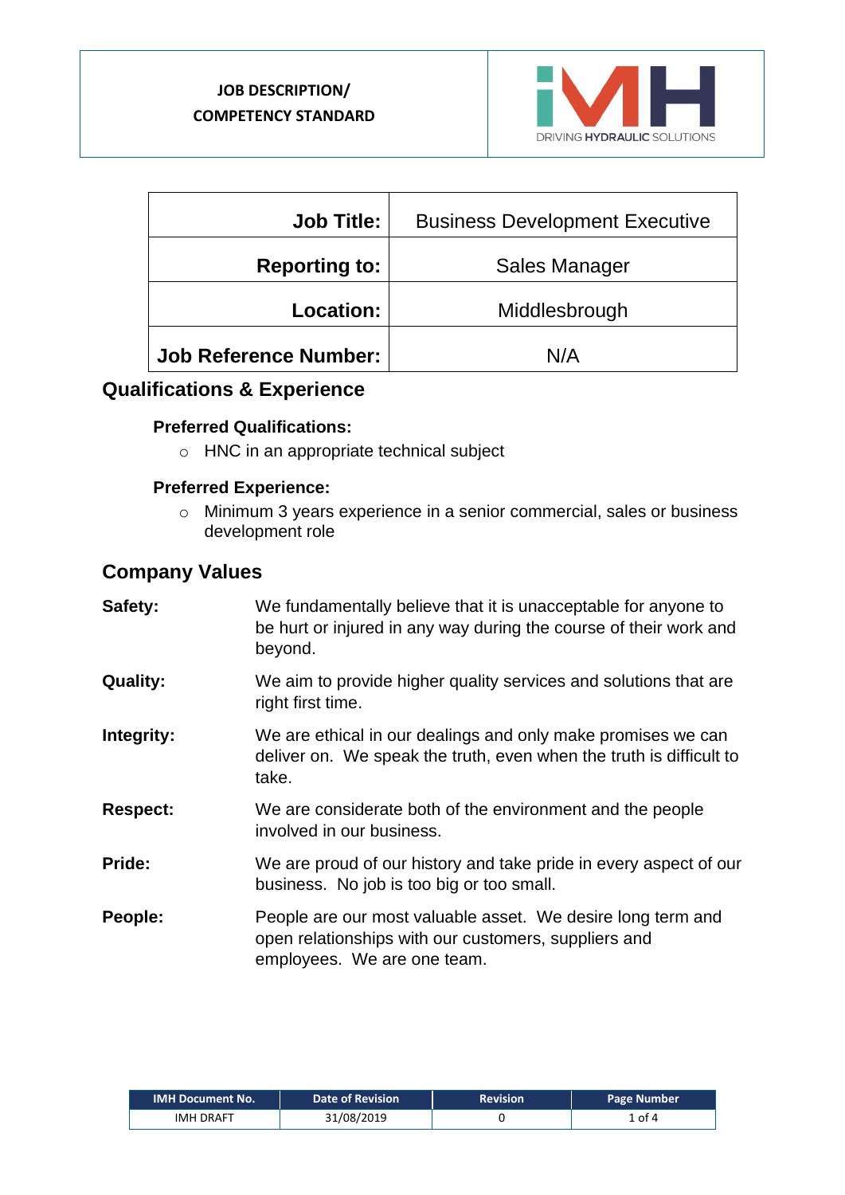**JOB DESCRIPTION/**
**COMPETENCY STANDARD**

iMH DRIVING HYDRAULIC SOLUTIONS

| **Job Title:** | Business Development Executive |
|---|---|
| **Reporting to:** | Sales Manager |
| **Location:** | Middlesbrough |
| **Job Reference Number:** | N/A |

## Qualifications & Experience

### Preferred Qualifications:

- HNC in an appropriate technical subject

### Preferred Experience:

- Minimum 3 years experience in a senior commercial, sales or business development role

## Company Values

**Safety:** We fundamentally believe that it is unacceptable for anyone to be hurt or injured in any way during the course of their work and beyond.

**Quality:** We aim to provide higher quality services and solutions that are right first time.

**Integrity:** We are ethical in our dealings and only make promises we can deliver on. We speak the truth, even when the truth is difficult to take.

**Respect:** We are considerate both of the environment and the people involved in our business.

**Pride:** We are proud of our history and take pride in every aspect of our business. No job is too big or too small.

**People:** People are our most valuable asset. We desire long term and open relationships with our customers, suppliers and employees. We are one team.

| IMH Document No. | Date of Revision | Revision | Page Number |
|---|---|---|---|
| IMH DRAFT | 31/08/2019 | 0 | 1 of 4 |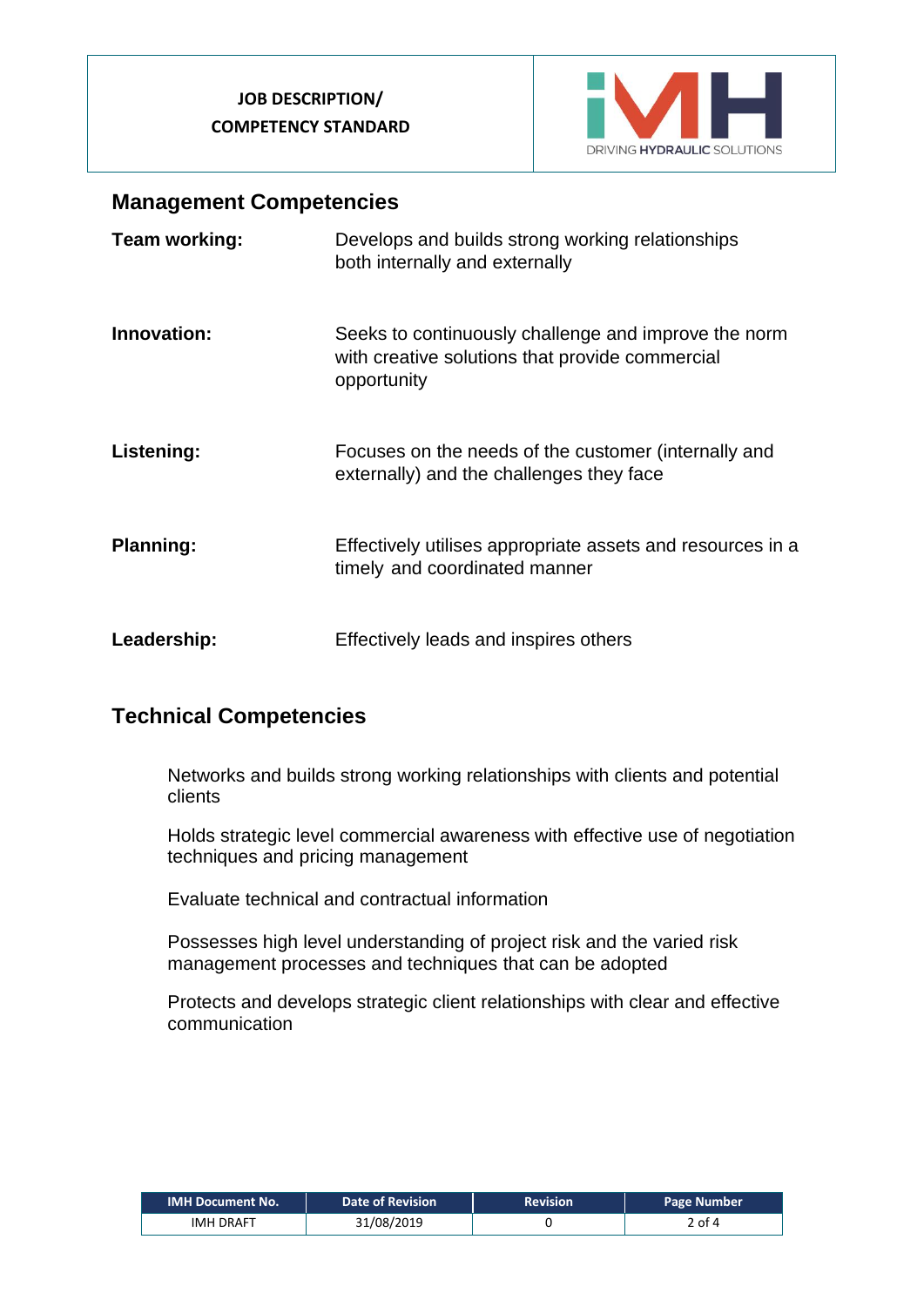## Management Competencies

**Team working:** Develops and builds strong working relationships both internally and externally

**Innovation:** Seeks to continuously challenge and improve the norm with creative solutions that provide commercial opportunity

**Listening:** Focuses on the needs of the customer (internally and externally) and the challenges they face

**Planning:** Effectively utilises appropriate assets and resources in a timely and coordinated manner

**Leadership:** Effectively leads and inspires others

## Technical Competencies

Networks and builds strong working relationships with clients and potential clients

Holds strategic level commercial awareness with effective use of negotiation techniques and pricing management

Evaluate technical and contractual information

Possesses high level understanding of project risk and the varied risk management processes and techniques that can be adopted

Protects and develops strategic client relationships with clear and effective communication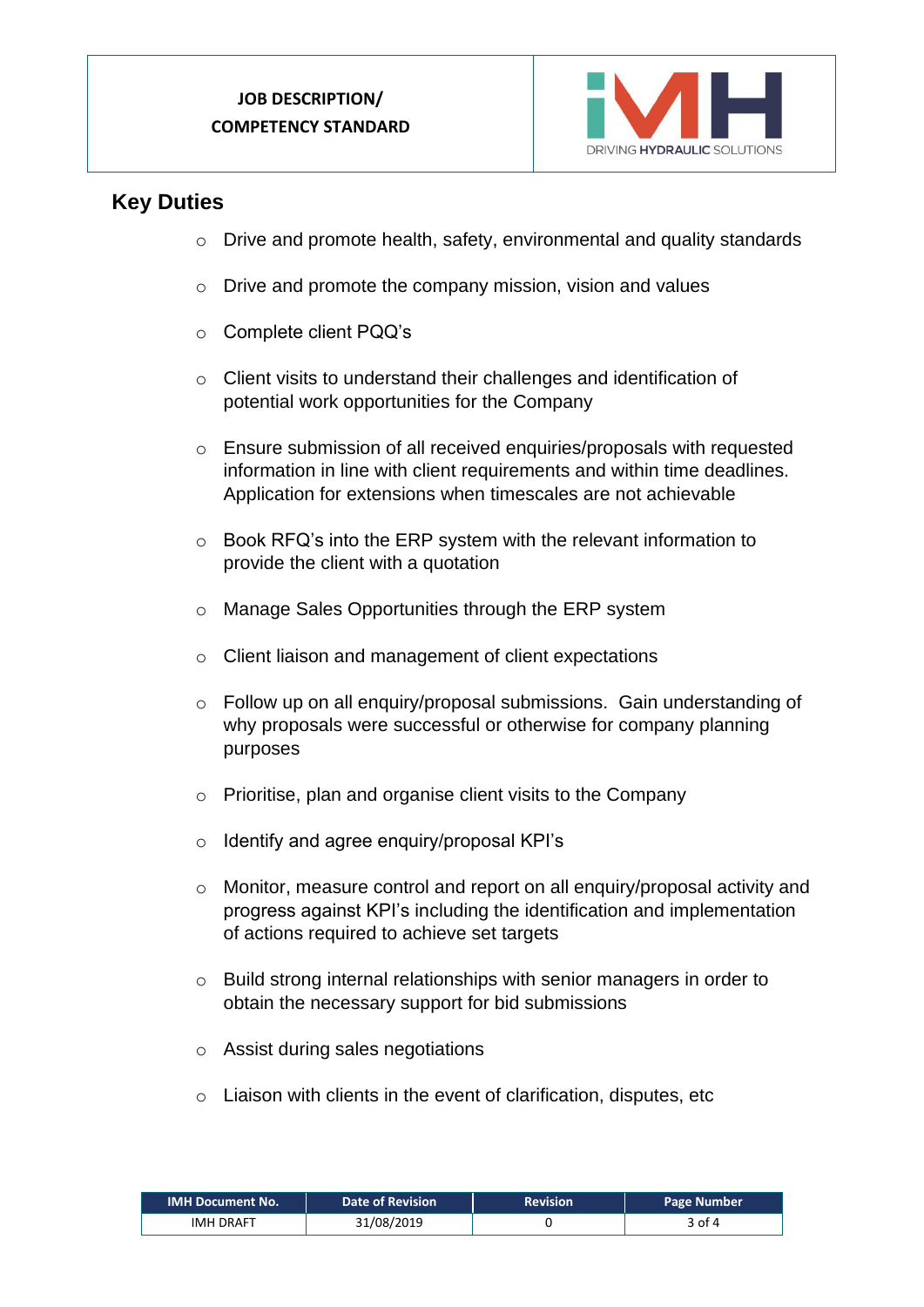## Key Duties

- Drive and promote health, safety, environmental and quality standards
- Drive and promote the company mission, vision and values
- Complete client PQQ's
- Client visits to understand their challenges and identification of potential work opportunities for the Company
- Ensure submission of all received enquiries/proposals with requested information in line with client requirements and within time deadlines. Application for extensions when timescales are not achievable
- Book RFQ's into the ERP system with the relevant information to provide the client with a quotation
- Manage Sales Opportunities through the ERP system
- Client liaison and management of client expectations
- Follow up on all enquiry/proposal submissions. Gain understanding of why proposals were successful or otherwise for company planning purposes
- Prioritise, plan and organise client visits to the Company
- Identify and agree enquiry/proposal KPI's
- Monitor, measure control and report on all enquiry/proposal activity and progress against KPI's including the identification and implementation of actions required to achieve set targets
- Build strong internal relationships with senior managers in order to obtain the necessary support for bid submissions
- Assist during sales negotiations
- Liaison with clients in the event of clarification, disputes, etc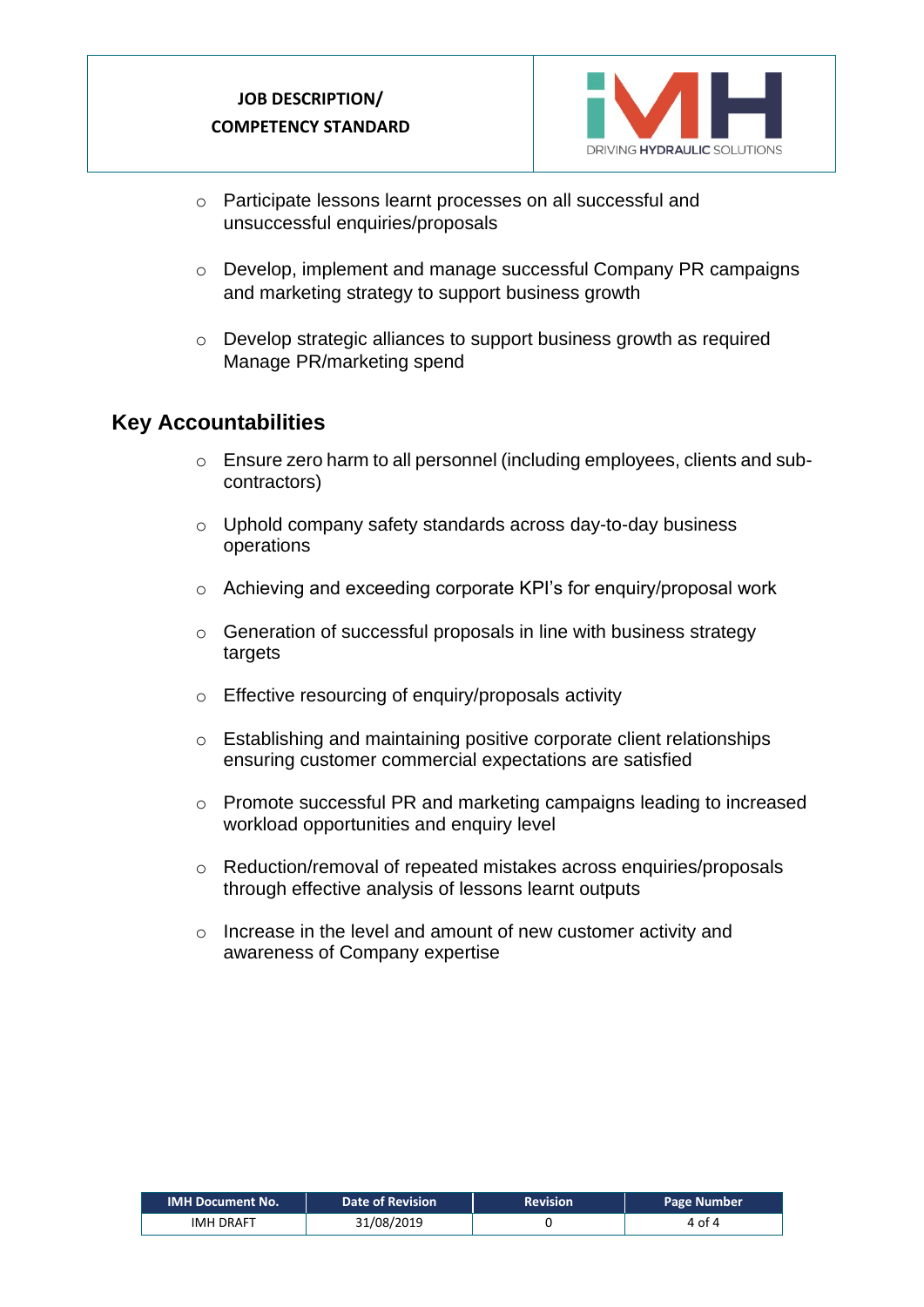- Participate lessons learnt processes on all successful and unsuccessful enquiries/proposals
- Develop, implement and manage successful Company PR campaigns and marketing strategy to support business growth
- Develop strategic alliances to support business growth as required Manage PR/marketing spend

## Key Accountabilities

- Ensure zero harm to all personnel (including employees, clients and sub-contractors)
- Uphold company safety standards across day-to-day business operations
- Achieving and exceeding corporate KPI's for enquiry/proposal work
- Generation of successful proposals in line with business strategy targets
- Effective resourcing of enquiry/proposals activity
- Establishing and maintaining positive corporate client relationships ensuring customer commercial expectations are satisfied
- Promote successful PR and marketing campaigns leading to increased workload opportunities and enquiry level
- Reduction/removal of repeated mistakes across enquiries/proposals through effective analysis of lessons learnt outputs
- Increase in the level and amount of new customer activity and awareness of Company expertise